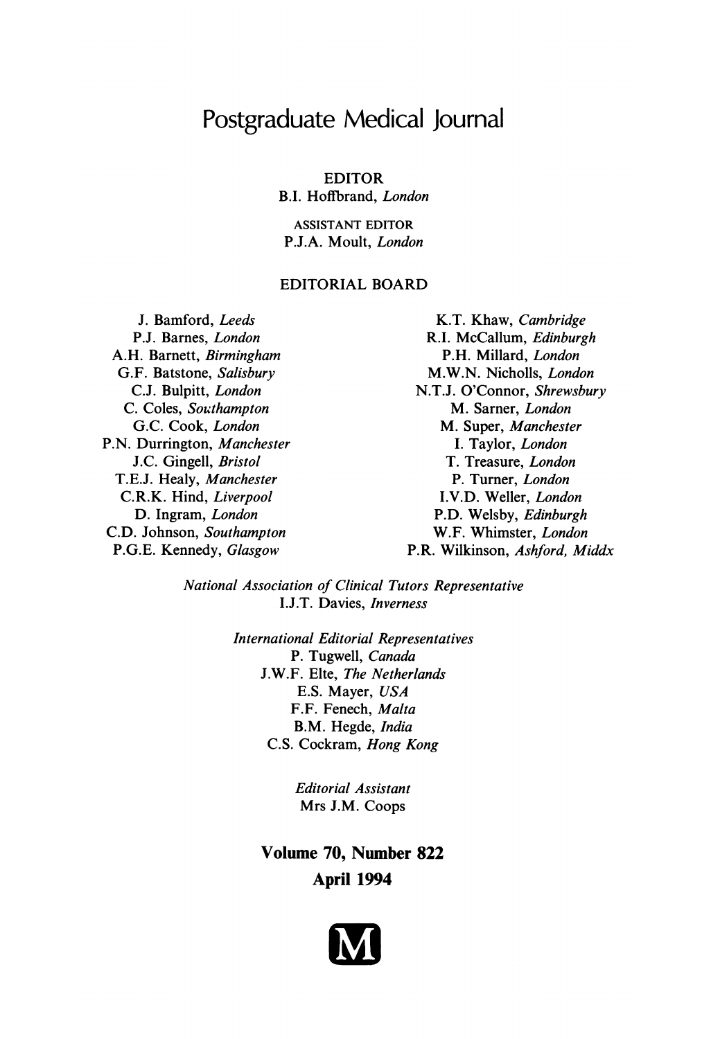# Postgraduate Medical Journal

EDITOR
B.I. Hoffbrand, *London*

ASSISTANT EDITOR
P.J.A. Moult, *London*

## EDITORIAL BOARD

J. Bamford, *Leeds*
P.J. Barnes, *London*
A.H. Barnett, *Birmingham*
G.F. Batstone, *Salisbury*
C.J. Bulpitt, *London*
C. Coles, *Southampton*
G.C. Cook, *London*
P.N. Durrington, *Manchester*
J.C. Gingell, *Bristol*
T.E.J. Healy, *Manchester*
C.R.K. Hind, *Liverpool*
D. Ingram, *London*
C.D. Johnson, *Southampton*
P.G.E. Kennedy, *Glasgow*
K.T. Khaw, *Cambridge*
R.I. McCallum, *Edinburgh*
P.H. Millard, *London*
M.W.N. Nicholls, *London*
N.T.J. O'Connor, *Shrewsbury*
M. Sarner, *London*
M. Super, *Manchester*
I. Taylor, *London*
T. Treasure, *London*
P. Turner, *London*
I.V.D. Weller, *London*
P.D. Welsby, *Edinburgh*
W.F. Whimster, *London*
P.R. Wilkinson, *Ashford, Middx*

*National Association of Clinical Tutors Representative*
I.J.T. Davies, *Inverness*

*International Editorial Representatives*
P. Tugwell, *Canada*
J.W.F. Elte, *The Netherlands*
E.S. Mayer, *USA*
F.F. Fenech, *Malta*
B.M. Hegde, *India*
C.S. Cockram, *Hong Kong*

*Editorial Assistant*
Mrs J.M. Coops

**Volume 70, Number 822**
**April 1994**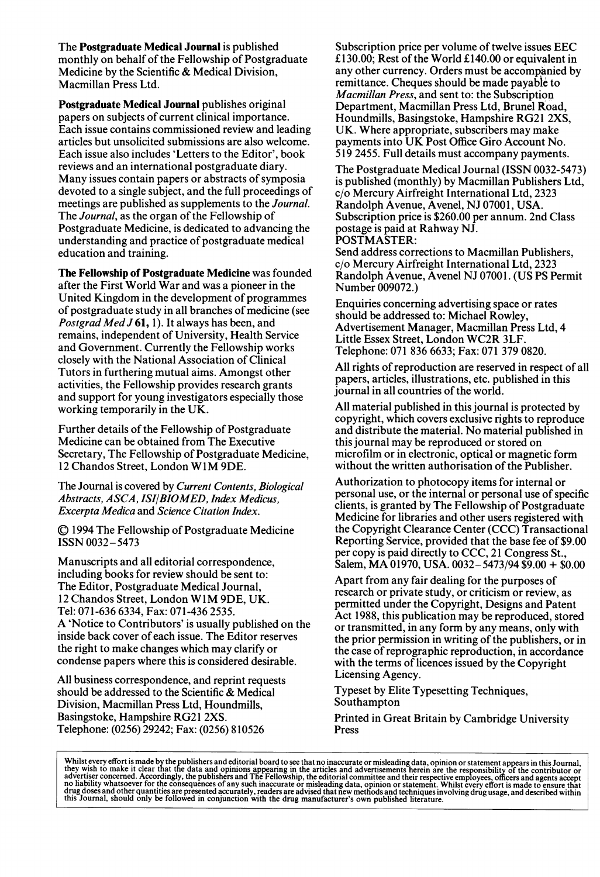The **Postgraduate Medical Journal** is published monthly on behalf of the Fellowship of Postgraduate Medicine by the Scientific & Medical Division, Macmillan Press Ltd.

**Postgraduate Medical Journal** publishes original papers on subjects of current clinical importance. Each issue contains commissioned review and leading articles but unsolicited submissions are also welcome. Each issue also includes 'Letters to the Editor', book reviews and an international postgraduate diary. Many issues contain papers or abstracts of symposia devoted to a single subject, and the full proceedings of meetings are published as supplements to the *Journal*. The *Journal*, as the organ of the Fellowship of Postgraduate Medicine, is dedicated to advancing the understanding and practice of postgraduate medical education and training.

**The Fellowship of Postgraduate Medicine** was founded after the First World War and was a pioneer in the United Kingdom in the development of programmes of postgraduate study in all branches of medicine (see *Postgrad Med J* **61**, 1). It always has been, and remains, independent of University, Health Service and Government. Currently the Fellowship works closely with the National Association of Clinical Tutors in furthering mutual aims. Amongst other activities, the Fellowship provides research grants and support for young investigators especially those working temporarily in the UK.

Further details of the Fellowship of Postgraduate Medicine can be obtained from The Executive Secretary, The Fellowship of Postgraduate Medicine, 12 Chandos Street, London W1M 9DE.

The Journal is covered by *Current Contents, Biological Abstracts, ASCA, ISI/BIOMED, Index Medicus, Excerpta Medica* and *Science Citation Index*.

© 1994 The Fellowship of Postgraduate Medicine
ISSN 0032–5473

Manuscripts and all editorial correspondence, including books for review should be sent to:
The Editor, Postgraduate Medical Journal,
12 Chandos Street, London W1M 9DE, UK.
Tel: 071-636 6334, Fax: 071-436 2535.
A 'Notice to Contributors' is usually published on the inside back cover of each issue. The Editor reserves the right to make changes which may clarify or condense papers where this is considered desirable.

All business correspondence, and reprint requests should be addressed to the Scientific & Medical Division, Macmillan Press Ltd, Houndmills, Basingstoke, Hampshire RG21 2XS.
Telephone: (0256) 29242; Fax: (0256) 810526

Subscription price per volume of twelve issues EEC £130.00; Rest of the World £140.00 or equivalent in any other currency. Orders must be accompanied by remittance. Cheques should be made payable to *Macmillan Press*, and sent to: the Subscription Department, Macmillan Press Ltd, Brunel Road, Houndmills, Basingstoke, Hampshire RG21 2XS, UK. Where appropriate, subscribers may make payments into UK Post Office Giro Account No. 519 2455. Full details must accompany payments.

The Postgraduate Medical Journal (ISSN 0032-5473) is published (monthly) by Macmillan Publishers Ltd, c/o Mercury Airfreight International Ltd, 2323 Randolph Avenue, Avenel, NJ 07001, USA. Subscription price is $260.00 per annum. 2nd Class postage is paid at Rahway NJ.
POSTMASTER:
Send address corrections to Macmillan Publishers, c/o Mercury Airfreight International Ltd, 2323 Randolph Avenue, Avenel NJ 07001. (US PS Permit Number 009072.)

Enquiries concerning advertising space or rates should be addressed to: Michael Rowley, Advertisement Manager, Macmillan Press Ltd, 4 Little Essex Street, London WC2R 3LF.
Telephone: 071 836 6633; Fax: 071 379 0820.

All rights of reproduction are reserved in respect of all papers, articles, illustrations, etc. published in this journal in all countries of the world.

All material published in this journal is protected by copyright, which covers exclusive rights to reproduce and distribute the material. No material published in this journal may be reproduced or stored on microfilm or in electronic, optical or magnetic form without the written authorisation of the Publisher.

Authorization to photocopy items for internal or personal use, or the internal or personal use of specific clients, is granted by The Fellowship of Postgraduate Medicine for libraries and other users registered with the Copyright Clearance Center (CCC) Transactional Reporting Service, provided that the base fee of $9.00 per copy is paid directly to CCC, 21 Congress St., Salem, MA 01970, USA. 0032–5473/94 $9.00 + $0.00

Apart from any fair dealing for the purposes of research or private study, or criticism or review, as permitted under the Copyright, Designs and Patent Act 1988, this publication may be reproduced, stored or transmitted, in any form by any means, only with the prior permission in writing of the publishers, or in the case of reprographic reproduction, in accordance with the terms of licences issued by the Copyright Licensing Agency.

Typeset by Elite Typesetting Techniques, Southampton

Printed in Great Britain by Cambridge University Press

Whilst every effort is made by the publishers and editorial board to see that no inaccurate or misleading data, opinion or statement appears in this Journal, they wish to make it clear that the data and opinions appearing in the articles and advertisements herein are the responsibility of the contributor or advertiser concerned. Accordingly, the publishers and The Fellowship, the editorial committee and their respective employees, officers and agents accept no liability whatsoever for the consequences of any such inaccurate or misleading data, opinion or statement. Whilst every effort is made to ensure that drug doses and other quantities are presented accurately, readers are advised that new methods and techniques involving drug usage, and described within this Journal, should only be followed in conjunction with the drug manufacturer's own published literature.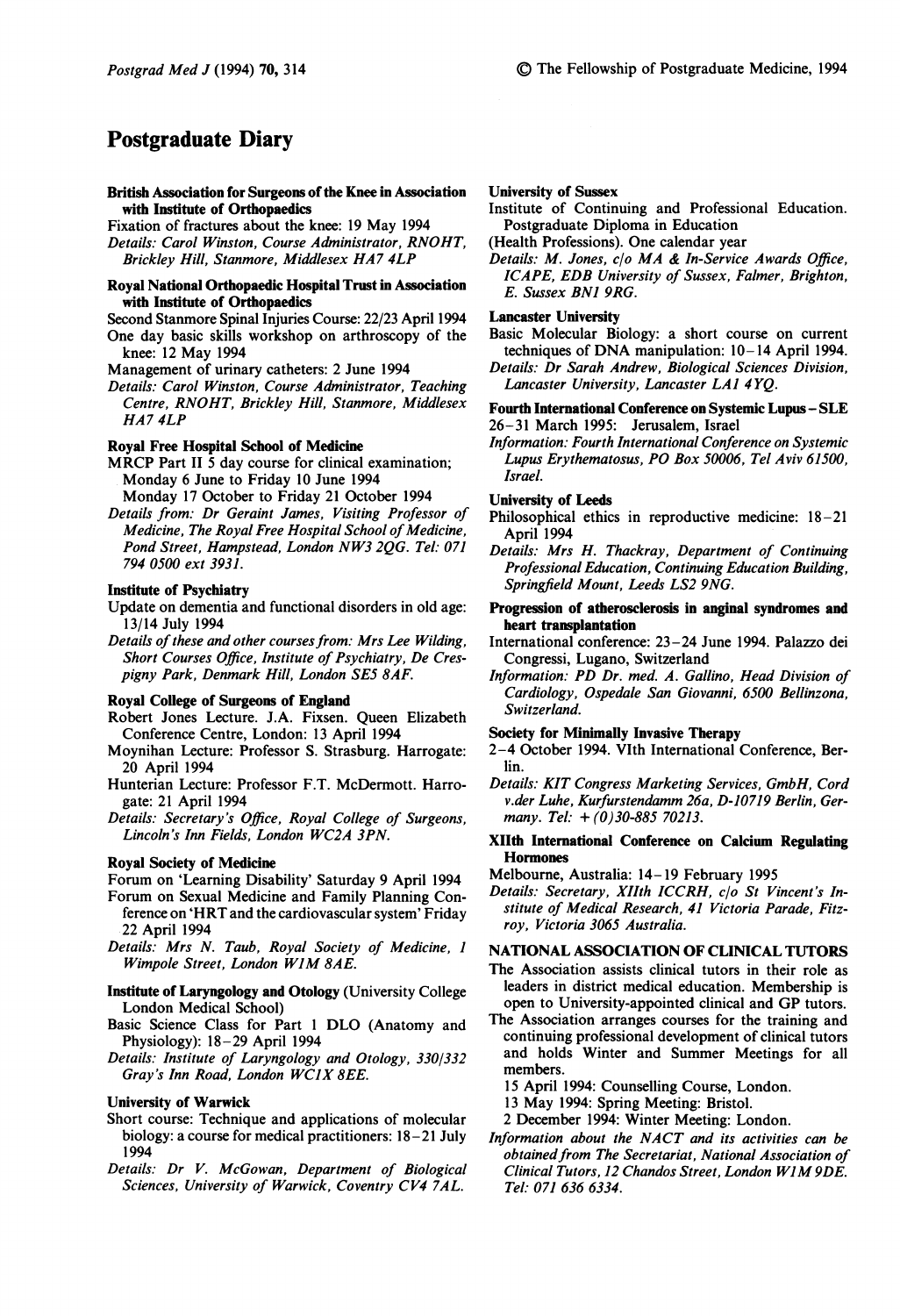# Postgraduate Diary

**British Association for Surgeons of the Knee in Association with Institute of Orthopaedics**

Fixation of fractures about the knee: 19 May 1994

*Details: Carol Winston, Course Administrator, RNOHT, Brickley Hill, Stanmore, Middlesex HA7 4LP*

**Royal National Orthopaedic Hospital Trust in Association with Institute of Orthopaedics**

Second Stanmore Spinal Injuries Course: 22/23 April 1994

One day basic skills workshop on arthroscopy of the knee: 12 May 1994

Management of urinary catheters: 2 June 1994

*Details: Carol Winston, Course Administrator, Teaching Centre, RNOHT, Brickley Hill, Stanmore, Middlesex HA7 4LP*

**Royal Free Hospital School of Medicine**

MRCP Part II 5 day course for clinical examination; Monday 6 June to Friday 10 June 1994

Monday 17 October to Friday 21 October 1994

*Details from: Dr Geraint James, Visiting Professor of Medicine, The Royal Free Hospital School of Medicine, Pond Street, Hampstead, London NW3 2QG. Tel: 071 794 0500 ext 3931.*

**Institute of Psychiatry**

Update on dementia and functional disorders in old age: 13/14 July 1994

*Details of these and other courses from: Mrs Lee Wilding, Short Courses Office, Institute of Psychiatry, De Crespigny Park, Denmark Hill, London SE5 8AF.*

**Royal College of Surgeons of England**

Robert Jones Lecture. J.A. Fixsen. Queen Elizabeth Conference Centre, London: 13 April 1994

Moynihan Lecture: Professor S. Strasburg. Harrogate: 20 April 1994

Hunterian Lecture: Professor F.T. McDermott. Harrogate: 21 April 1994

*Details: Secretary's Office, Royal College of Surgeons, Lincoln's Inn Fields, London WC2A 3PN.*

**Royal Society of Medicine**

Forum on 'Learning Disability' Saturday 9 April 1994

Forum on Sexual Medicine and Family Planning Conference on 'HRT and the cardiovascular system' Friday 22 April 1994

*Details: Mrs N. Taub, Royal Society of Medicine, 1 Wimpole Street, London W1M 8AE.*

**Institute of Laryngology and Otology** (University College London Medical School)

Basic Science Class for Part 1 DLO (Anatomy and Physiology): 18–29 April 1994

*Details: Institute of Laryngology and Otology, 330/332 Gray's Inn Road, London WC1X 8EE.*

**University of Warwick**

Short course: Technique and applications of molecular biology: a course for medical practitioners: 18–21 July 1994

*Details: Dr V. McGowan, Department of Biological Sciences, University of Warwick, Coventry CV4 7AL.*

**University of Sussex**

Institute of Continuing and Professional Education. Postgraduate Diploma in Education (Health Professions). One calendar year

*Details: M. Jones, c/o MA & In-Service Awards Office, ICAPE, EDB University of Sussex, Falmer, Brighton, E. Sussex BN1 9RG.*

**Lancaster University**

Basic Molecular Biology: a short course on current techniques of DNA manipulation: 10–14 April 1994.

*Details: Dr Sarah Andrew, Biological Sciences Division, Lancaster University, Lancaster LA1 4YQ.*

**Fourth International Conference on Systemic Lupus – SLE**

26–31 March 1995: Jerusalem, Israel

*Information: Fourth International Conference on Systemic Lupus Erythematosus, PO Box 50006, Tel Aviv 61500, Israel.*

**University of Leeds**

Philosophical ethics in reproductive medicine: 18–21 April 1994

*Details: Mrs H. Thackray, Department of Continuing Professional Education, Continuing Education Building, Springfield Mount, Leeds LS2 9NG.*

**Progression of atherosclerosis in anginal syndromes and heart transplantation**

International conference: 23–24 June 1994. Palazzo dei Congressi, Lugano, Switzerland

*Information: PD Dr. med. A. Gallino, Head Division of Cardiology, Ospedale San Giovanni, 6500 Bellinzona, Switzerland.*

**Society for Minimally Invasive Therapy**

2–4 October 1994. VIth International Conference, Berlin.

*Details: KIT Congress Marketing Services, GmbH, Cord v.der Luhe, Kurfurstendamm 26a, D-10719 Berlin, Germany. Tel: +(0)30-885 70213.*

**XIIth International Conference on Calcium Regulating Hormones**

Melbourne, Australia: 14–19 February 1995

*Details: Secretary, XIIth ICCRH, c/o St Vincent's Institute of Medical Research, 41 Victoria Parade, Fitzroy, Victoria 3065 Australia.*

**NATIONAL ASSOCIATION OF CLINICAL TUTORS**

The Association assists clinical tutors in their role as leaders in district medical education. Membership is open to University-appointed clinical and GP tutors.

The Association arranges courses for the training and continuing professional development of clinical tutors and holds Winter and Summer Meetings for all members.

15 April 1994: Counselling Course, London.

13 May 1994: Spring Meeting: Bristol.

2 December 1994: Winter Meeting: London.

*Information about the NACT and its activities can be obtained from The Secretariat, National Association of Clinical Tutors, 12 Chandos Street, London W1M 9DE. Tel: 071 636 6334.*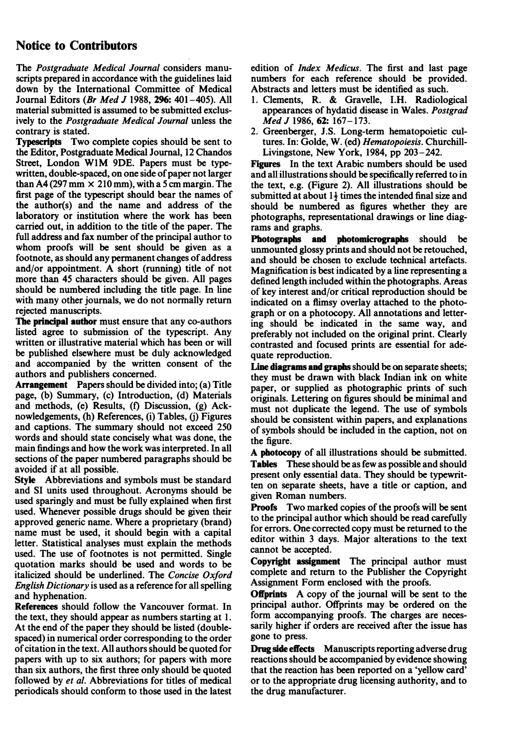# Notice to Contributors

The *Postgraduate Medical Journal* considers manuscripts prepared in accordance with the guidelines laid down by the International Committee of Medical Journal Editors (*Br Med J* 1988, **296:** 401–405). All material submitted is assumed to be submitted exclusively to the *Postgraduate Medical Journal* unless the contrary is stated.

**Typescripts** Two complete copies should be sent to the Editor, Postgraduate Medical Journal, 12 Chandos Street, London W1M 9DE. Papers must be typewritten, double-spaced, on one side of paper not larger than A4 (297 mm × 210 mm), with a 5 cm margin. The first page of the typescript should bear the names of the author(s) and the name and address of the laboratory or institution where the work has been carried out, in addition to the title of the paper. The full address and fax number of the principal author to whom proofs will be sent should be given as a footnote, as should any permanent changes of address and/or appointment. A short (running) title of not more than 45 characters should be given. All pages should be numbered including the title page. In line with many other journals, we do not normally return rejected manuscripts.

**The principal author** must ensure that any co-authors listed agree to submission of the typescript. Any written or illustrative material which has been or will be published elsewhere must be duly acknowledged and accompanied by the written consent of the authors and publishers concerned.

**Arrangement** Papers should be divided into; (a) Title page, (b) Summary, (c) Introduction, (d) Materials and methods, (e) Results, (f) Discussion, (g) Acknowledgements, (h) References, (i) Tables, (j) Figures and captions. The summary should not exceed 250 words and should state concisely what was done, the main findings and how the work was interpreted. In all sections of the paper numbered paragraphs should be avoided if at all possible.

**Style** Abbreviations and symbols must be standard and SI units used throughout. Acronyms should be used sparingly and must be fully explained when first used. Whenever possible drugs should be given their approved generic name. Where a proprietary (brand) name must be used, it should begin with a capital letter. Statistical analyses must explain the methods used. The use of footnotes is not permitted. Single quotation marks should be used and words to be italicized should be underlined. The *Concise Oxford English Dictionary* is used as a reference for all spelling and hyphenation.

**References** should follow the Vancouver format. In the text, they should appear as numbers starting at 1. At the end of the paper they should be listed (double-spaced) in numerical order corresponding to the order of citation in the text. All authors should be quoted for papers with up to six authors; for papers with more than six authors, the first three only should be quoted followed by *et al.* Abbreviations for titles of medical periodicals should conform to those used in the latest edition of *Index Medicus*. The first and last page numbers for each reference should be provided. Abstracts and letters must be identified as such.

1. Clements, R. & Gravelle, I.H. Radiological appearances of hydatid disease in Wales. *Postgrad Med J* 1986, **62:** 167–173.
2. Greenberger, J.S. Long-term hematopoietic cultures. In: Golde, W. (ed) *Hematopoiesis*. Churchill-Livingstone, New York, 1984, pp 203–242.

**Figures** In the text Arabic numbers should be used and all illustrations should be specifically referred to in the text, e.g. (Figure 2). All illustrations should be submitted at about 1½ times the intended final size and should be numbered as figures whether they are photographs, representational drawings or line diagrams and graphs.

**Photographs and photomicrographs** should be unmounted glossy prints and should not be retouched, and should be chosen to exclude technical artefacts. Magnification is best indicated by a line representing a defined length included within the photographs. Areas of key interest and/or critical reproduction should be indicated on a flimsy overlay attached to the photograph or on a photocopy. All annotations and lettering should be indicated in the same way, and preferably not included on the original print. Clearly contrasted and focused prints are essential for adequate reproduction.

**Line diagrams and graphs** should be on separate sheets; they must be drawn with black Indian ink on white paper, or supplied as photographic prints of such originals. Lettering on figures should be minimal and must not duplicate the legend. The use of symbols should be consistent within papers, and explanations of symbols should be included in the caption, not on the figure.

**A photocopy** of all illustrations should be submitted.

**Tables** These should be as few as possible and should present only essential data. They should be typewritten on separate sheets, have a title or caption, and given Roman numbers.

**Proofs** Two marked copies of the proofs will be sent to the principal author which should be read carefully for errors. One corrected copy must be returned to the editor within 3 days. Major alterations to the text cannot be accepted.

**Copyright assignment** The principal author must complete and return to the Publisher the Copyright Assignment Form enclosed with the proofs.

**Offprints** A copy of the journal will be sent to the principal author. Offprints may be ordered on the form accompanying proofs. The charges are necessarily higher if orders are received after the issue has gone to press.

**Drug side effects** Manuscripts reporting adverse drug reactions should be accompanied by evidence showing that the reaction has been reported on a 'yellow card' or to the appropriate drug licensing authority, and to the drug manufacturer.